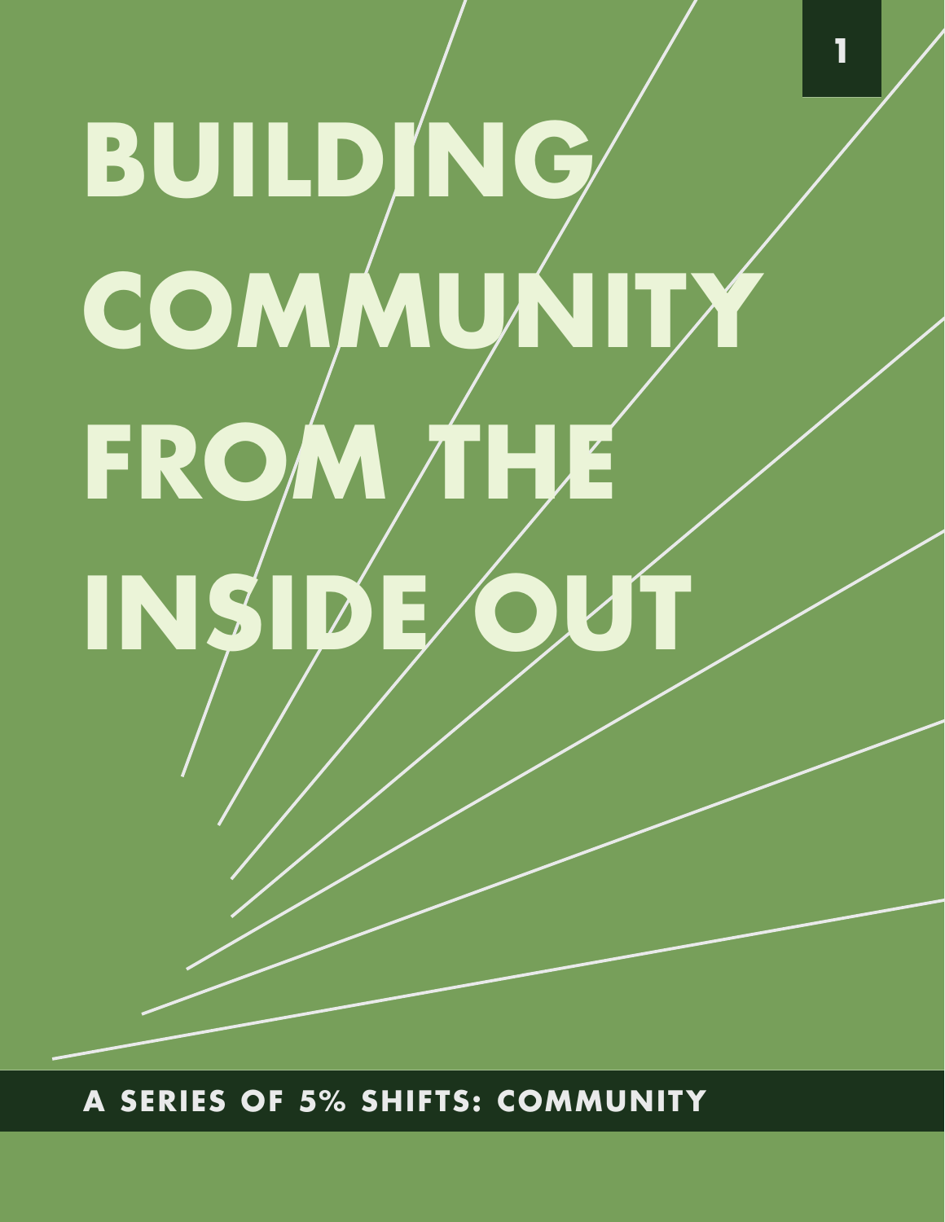# BUILDING COMMUNITY FROM THE INSIDE OUT

A SERIES OF 5% SHIFTS: COMMUNITY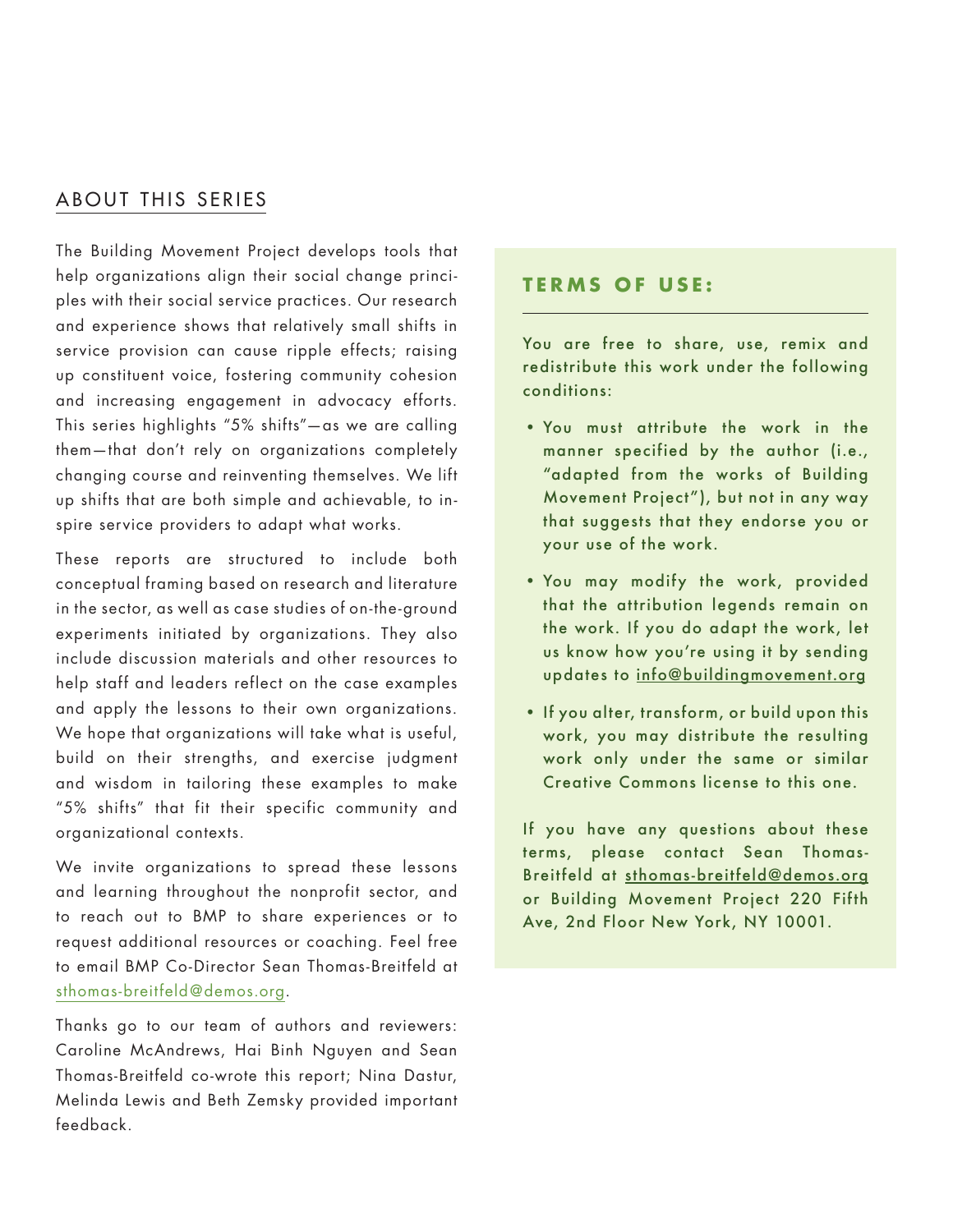## ABOUT THIS SERIES

The Building Movement Project develops tools that help organizations align their social change principles with their social service practices. Our research and experience shows that relatively small shifts in service provision can cause ripple effects; raising up constituent voice, fostering community cohesion and increasing engagement in advocacy efforts. This series highlights "5% shifts"—as we are calling them—that don't rely on organizations completely changing course and reinventing themselves. We lift up shifts that are both simple and achievable, to inspire service providers to adapt what works.

These reports are structured to include both conceptual framing based on research and literature in the sector, as well as case studies of on-the-ground experiments initiated by organizations. They also include discussion materials and other resources to help staff and leaders reflect on the case examples and apply the lessons to their own organizations. We hope that organizations will take what is useful, build on their strengths, and exercise judgment and wisdom in tailoring these examples to make "5% shifts" that fit their specific community and organizational contexts.

We invite organizations to spread these lessons and learning throughout the nonprofit sector, and to reach out to BMP to share experiences or to request additional resources or coaching. Feel free to email BMP Co-Director Sean Thomas-Breitfeld at sthomas-breitfeld@demos.org.

Thanks go to our team of authors and reviewers: Caroline McAndrews, Hai Binh Nguyen and Sean Thomas-Breitfeld co-wrote this report; Nina Dastur, Melinda Lewis and Beth Zemsky provided important feedback.

### TERMS OF USE:

You are free to share, use, remix and redistribute this work under the following conditions:

- You must attribute the work in the manner specified by the author (i.e., "adapted from the works of Building Movement Project"), but not in any way that suggests that they endorse you or your use of the work.
- You may modify the work, provided that the attribution legends remain on the work. If you do adapt the work, let us know how you're using it by sending updates to info@buildingmovement.org
- If you alter, transform, or build upon this work, you may distribute the resulting work only under the same or similar Creative Commons license to this one.

If you have any questions about these terms, please contact Sean Thomas-Breitfeld at sthomas-breitfeld@demos.org or Building Movement Project 220 Fifth Ave, 2nd Floor New York, NY 10001.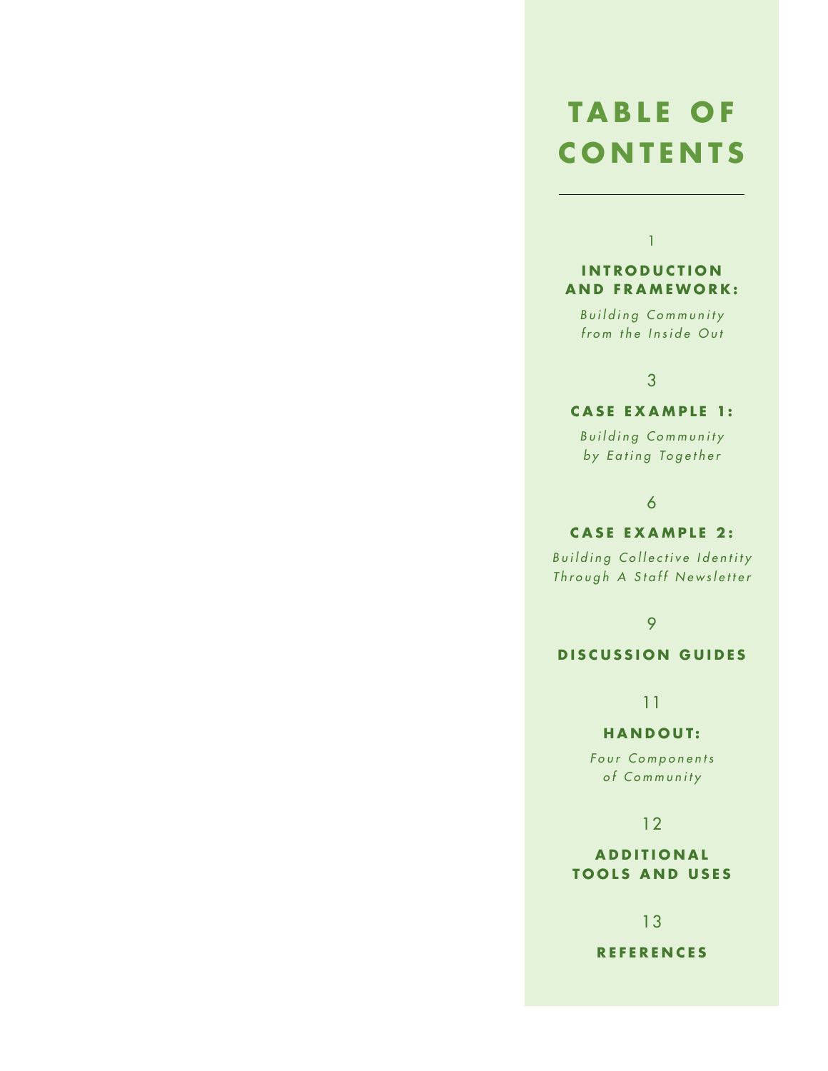# TABLE OF CONTENTS

1

**INTRODUCTION AND FRAMEWORK:**

*Building Community from the Inside Out*

3

**CASE EXAMPLE 1:**

*Building Community by Eating Together*

6

**CASE EXAMPLE 2:**

*Building Collective Identity Through A Staff Newsletter*

9

**DISCUSSION GUIDES**

11

**HANDOUT:**

*Four Components of Community*

12

**ADDITIONAL TOOLS AND USES**

13

**REFERENCES**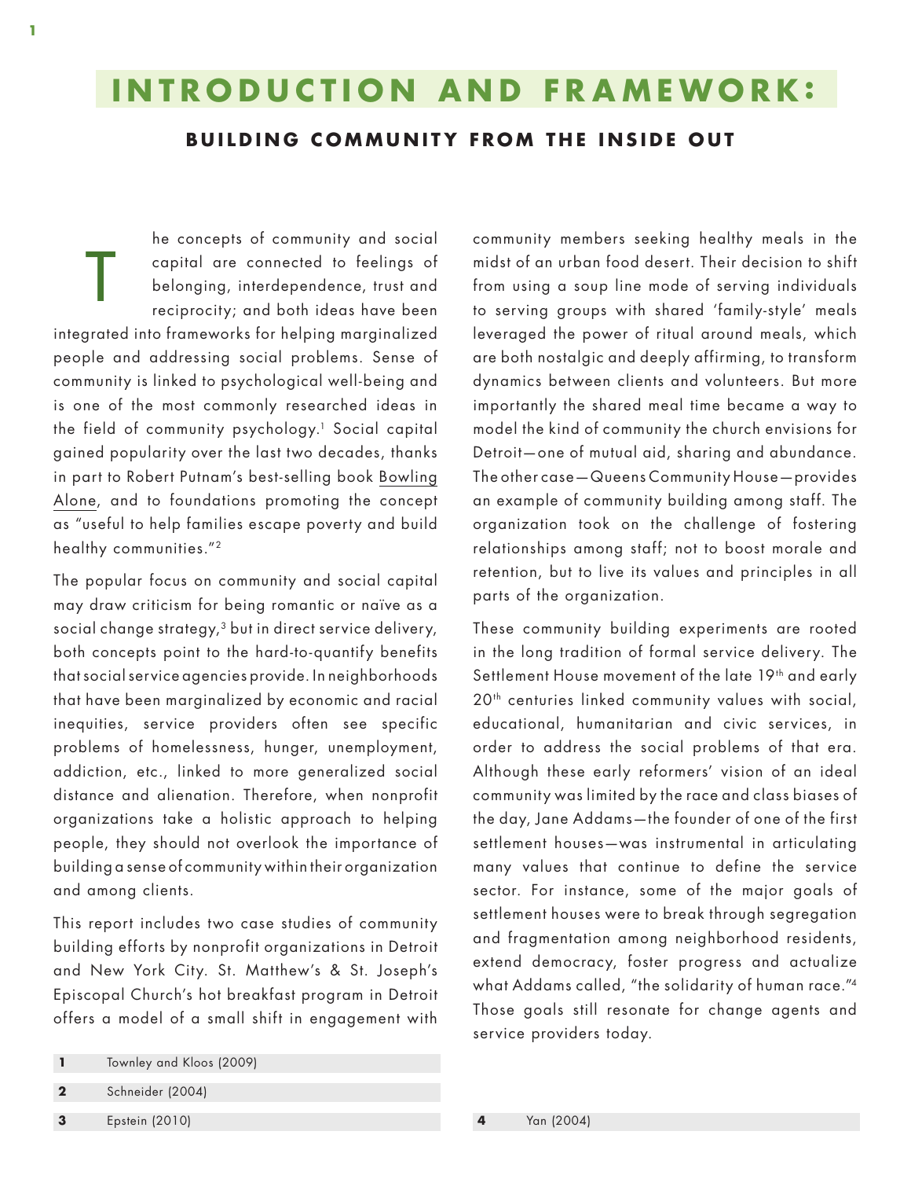# INTRODUCTION AND FRAMEWORK:

## BUILDING COMMUNITY FROM THE INSIDE OUT

The concepts of community and social capital are connected to feelings of belonging, interdependence, trust and reciprocity; and both ideas have been integrated into frameworks for helping marginalized people and addressing social problems. Sense of community is linked to psychological well-being and is one of the most commonly researched ideas in the field of community psychology.[1] Social capital gained popularity over the last two decades, thanks in part to Robert Putnam's best-selling book Bowling Alone, and to foundations promoting the concept as "useful to help families escape poverty and build healthy communities."[2]

The popular focus on community and social capital may draw criticism for being romantic or naïve as a social change strategy,[3] but in direct service delivery, both concepts point to the hard-to-quantify benefits that social service agencies provide. In neighborhoods that have been marginalized by economic and racial inequities, service providers often see specific problems of homelessness, hunger, unemployment, addiction, etc., linked to more generalized social distance and alienation. Therefore, when nonprofit organizations take a holistic approach to helping people, they should not overlook the importance of building a sense of community within their organization and among clients.

This report includes two case studies of community building efforts by nonprofit organizations in Detroit and New York City. St. Matthew's & St. Joseph's Episcopal Church's hot breakfast program in Detroit offers a model of a small shift in engagement with community members seeking healthy meals in the midst of an urban food desert. Their decision to shift from using a soup line mode of serving individuals to serving groups with shared 'family-style' meals leveraged the power of ritual around meals, which are both nostalgic and deeply affirming, to transform dynamics between clients and volunteers. But more importantly the shared meal time became a way to model the kind of community the church envisions for Detroit—one of mutual aid, sharing and abundance. The other case—Queens Community House—provides an example of community building among staff. The organization took on the challenge of fostering relationships among staff; not to boost morale and retention, but to live its values and principles in all parts of the organization.

These community building experiments are rooted in the long tradition of formal service delivery. The Settlement House movement of the late 19th and early 20th centuries linked community values with social, educational, humanitarian and civic services, in order to address the social problems of that era. Although these early reformers' vision of an ideal community was limited by the race and class biases of the day, Jane Addams—the founder of one of the first settlement houses—was instrumental in articulating many values that continue to define the service sector. For instance, some of the major goals of settlement houses were to break through segregation and fragmentation among neighborhood residents, extend democracy, foster progress and actualize what Addams called, "the solidarity of human race."[4] Those goals still resonate for change agents and service providers today.

---

1 Townley and Kloos (2009)

2 Schneider (2004)

3 Epstein (2010)

4 Yan (2004)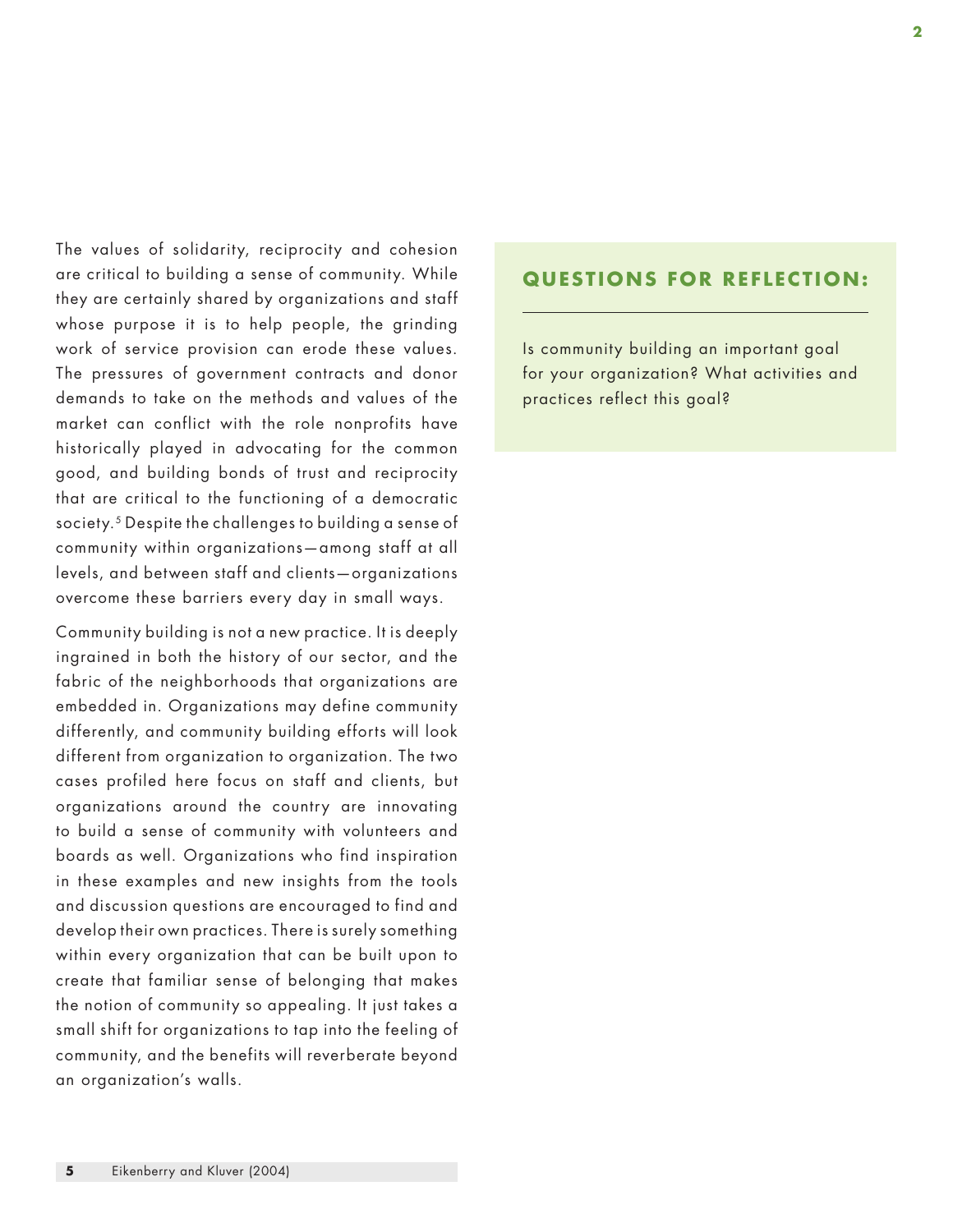The values of solidarity, reciprocity and cohesion are critical to building a sense of community. While they are certainly shared by organizations and staff whose purpose it is to help people, the grinding work of service provision can erode these values. The pressures of government contracts and donor demands to take on the methods and values of the market can conflict with the role nonprofits have historically played in advocating for the common good, and building bonds of trust and reciprocity that are critical to the functioning of a democratic society.[5] Despite the challenges to building a sense of community within organizations—among staff at all levels, and between staff and clients—organizations overcome these barriers every day in small ways.

Community building is not a new practice. It is deeply ingrained in both the history of our sector, and the fabric of the neighborhoods that organizations are embedded in. Organizations may define community differently, and community building efforts will look different from organization to organization. The two cases profiled here focus on staff and clients, but organizations around the country are innovating to build a sense of community with volunteers and boards as well. Organizations who find inspiration in these examples and new insights from the tools and discussion questions are encouraged to find and develop their own practices. There is surely something within every organization that can be built upon to create that familiar sense of belonging that makes the notion of community so appealing. It just takes a small shift for organizations to tap into the feeling of community, and the benefits will reverberate beyond an organization's walls.

### QUESTIONS FOR REFLECTION:

Is community building an important goal for your organization? What activities and practices reflect this goal?

[5] Eikenberry and Kluver (2004)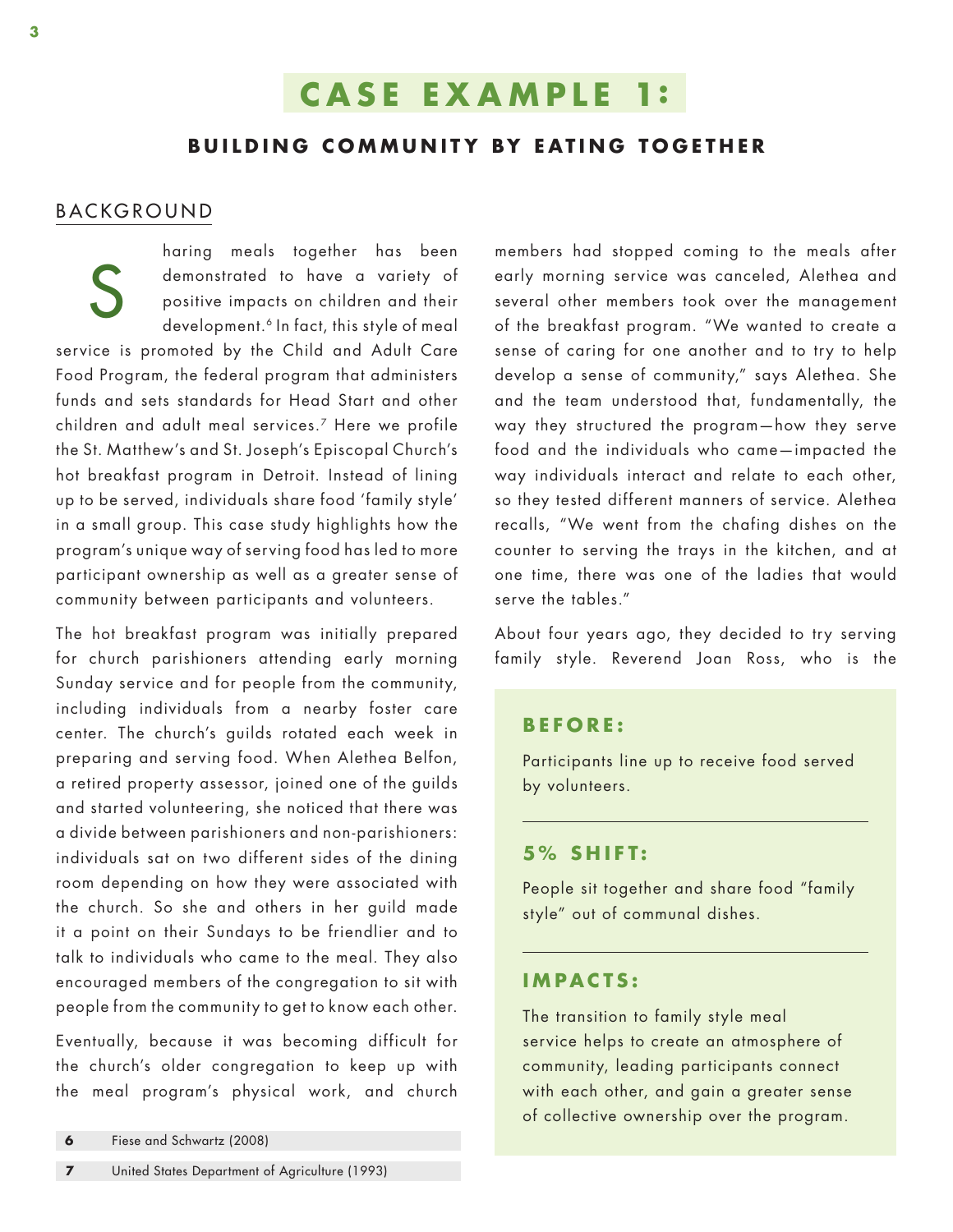# CASE EXAMPLE 1:

## BUILDING COMMUNITY BY EATING TOGETHER

### BACKGROUND

Sharing meals together has been demonstrated to have a variety of positive impacts on children and their development.[6] In fact, this style of meal service is promoted by the Child and Adult Care Food Program, the federal program that administers funds and sets standards for Head Start and other children and adult meal services.[7] Here we profile the St. Matthew's and St. Joseph's Episcopal Church's hot breakfast program in Detroit. Instead of lining up to be served, individuals share food 'family style' in a small group. This case study highlights how the program's unique way of serving food has led to more participant ownership as well as a greater sense of community between participants and volunteers.

The hot breakfast program was initially prepared for church parishioners attending early morning Sunday service and for people from the community, including individuals from a nearby foster care center. The church's guilds rotated each week in preparing and serving food. When Alethea Belfon, a retired property assessor, joined one of the guilds and started volunteering, she noticed that there was a divide between parishioners and non-parishioners: individuals sat on two different sides of the dining room depending on how they were associated with the church. So she and others in her guild made it a point on their Sundays to be friendlier and to talk to individuals who came to the meal. They also encouraged members of the congregation to sit with people from the community to get to know each other.

Eventually, because it was becoming difficult for the church's older congregation to keep up with the meal program's physical work, and church members had stopped coming to the meals after early morning service was canceled, Alethea and several other members took over the management of the breakfast program. "We wanted to create a sense of caring for one another and to try to help develop a sense of community," says Alethea. She and the team understood that, fundamentally, the way they structured the program—how they serve food and the individuals who came—impacted the way individuals interact and relate to each other, so they tested different manners of service. Alethea recalls, "We went from the chafing dishes on the counter to serving the trays in the kitchen, and at one time, there was one of the ladies that would serve the tables."

About four years ago, they decided to try serving family style. Reverend Joan Ross, who is the

**BEFORE:**

Participants line up to receive food served by volunteers.

**5% SHIFT:**

People sit together and share food "family style" out of communal dishes.

**IMPACTS:**

The transition to family style meal service helps to create an atmosphere of community, leading participants connect with each other, and gain a greater sense of collective ownership over the program.

---

6 Fiese and Schwartz (2008)

7 United States Department of Agriculture (1993)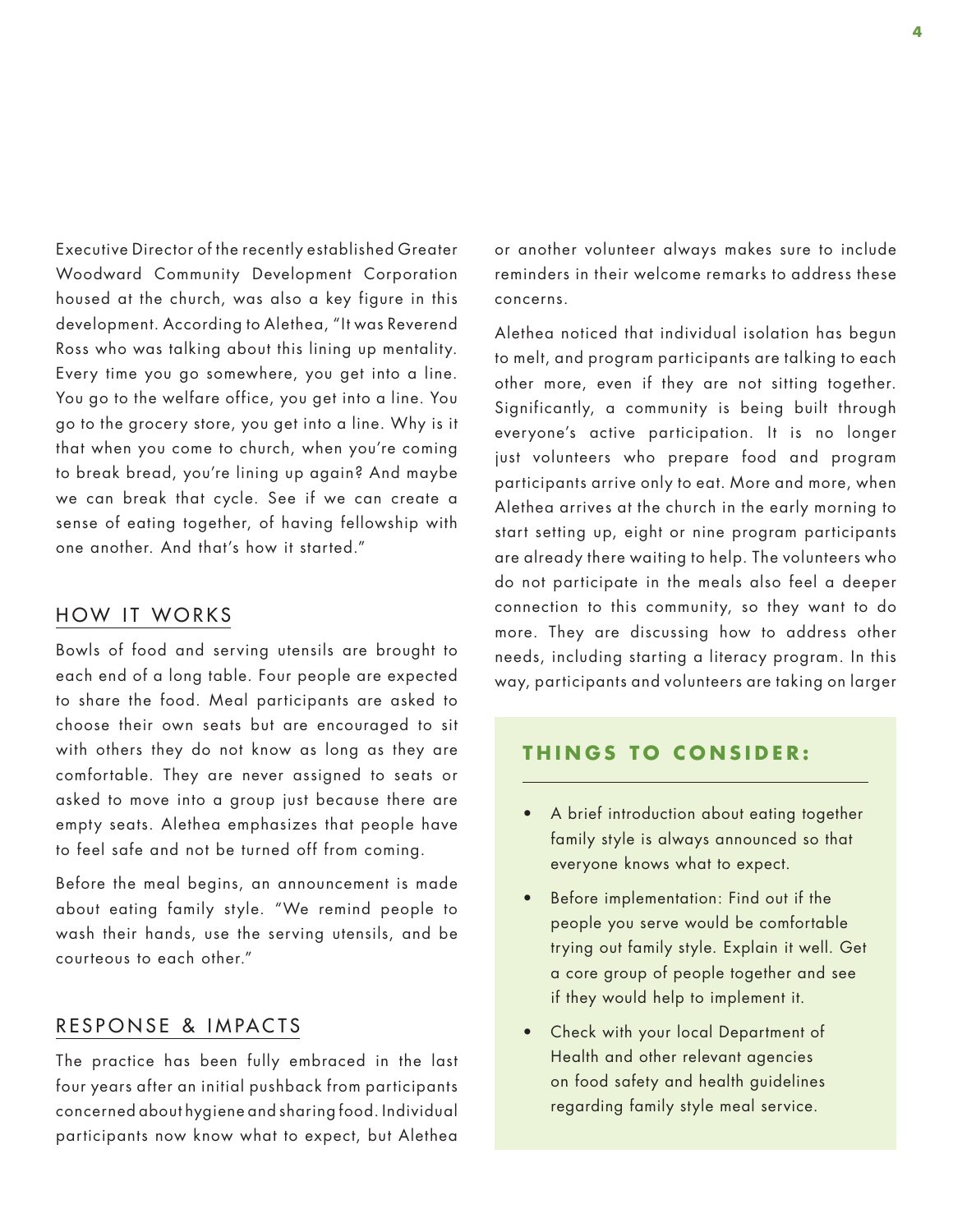Executive Director of the recently established Greater Woodward Community Development Corporation housed at the church, was also a key figure in this development. According to Alethea, "It was Reverend Ross who was talking about this lining up mentality. Every time you go somewhere, you get into a line. You go to the welfare office, you get into a line. You go to the grocery store, you get into a line. Why is it that when you come to church, when you're coming to break bread, you're lining up again? And maybe we can break that cycle. See if we can create a sense of eating together, of having fellowship with one another. And that's how it started."

## HOW IT WORKS

Bowls of food and serving utensils are brought to each end of a long table. Four people are expected to share the food. Meal participants are asked to choose their own seats but are encouraged to sit with others they do not know as long as they are comfortable. They are never assigned to seats or asked to move into a group just because there are empty seats. Alethea emphasizes that people have to feel safe and not be turned off from coming.

Before the meal begins, an announcement is made about eating family style. "We remind people to wash their hands, use the serving utensils, and be courteous to each other."

## RESPONSE & IMPACTS

The practice has been fully embraced in the last four years after an initial pushback from participants concerned about hygiene and sharing food. Individual participants now know what to expect, but Alethea or another volunteer always makes sure to include reminders in their welcome remarks to address these concerns.

Alethea noticed that individual isolation has begun to melt, and program participants are talking to each other more, even if they are not sitting together. Significantly, a community is being built through everyone's active participation. It is no longer just volunteers who prepare food and program participants arrive only to eat. More and more, when Alethea arrives at the church in the early morning to start setting up, eight or nine program participants are already there waiting to help. The volunteers who do not participate in the meals also feel a deeper connection to this community, so they want to do more. They are discussing how to address other needs, including starting a literacy program. In this way, participants and volunteers are taking on larger

### THINGS TO CONSIDER:

- A brief introduction about eating together family style is always announced so that everyone knows what to expect.
- Before implementation: Find out if the people you serve would be comfortable trying out family style. Explain it well. Get a core group of people together and see if they would help to implement it.
- Check with your local Department of Health and other relevant agencies on food safety and health guidelines regarding family style meal service.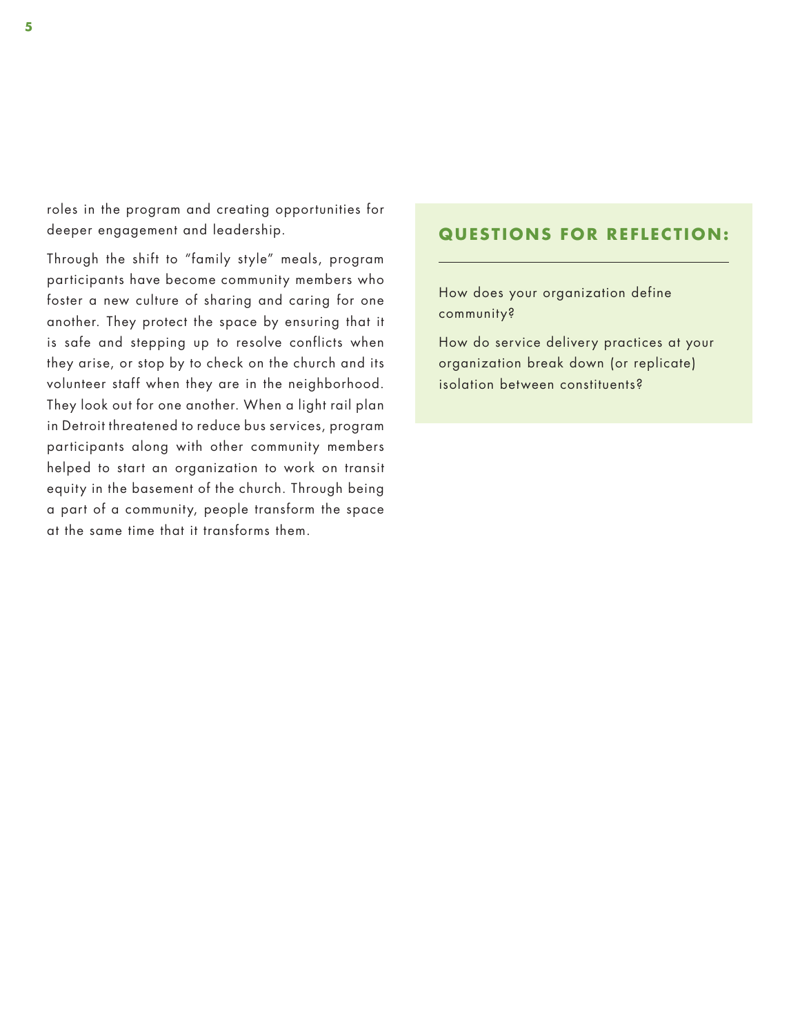roles in the program and creating opportunities for deeper engagement and leadership.

Through the shift to "family style" meals, program participants have become community members who foster a new culture of sharing and caring for one another. They protect the space by ensuring that it is safe and stepping up to resolve conflicts when they arise, or stop by to check on the church and its volunteer staff when they are in the neighborhood. They look out for one another. When a light rail plan in Detroit threatened to reduce bus services, program participants along with other community members helped to start an organization to work on transit equity in the basement of the church. Through being a part of a community, people transform the space at the same time that it transforms them.

## QUESTIONS FOR REFLECTION:

How does your organization define community?

How do service delivery practices at your organization break down (or replicate) isolation between constituents?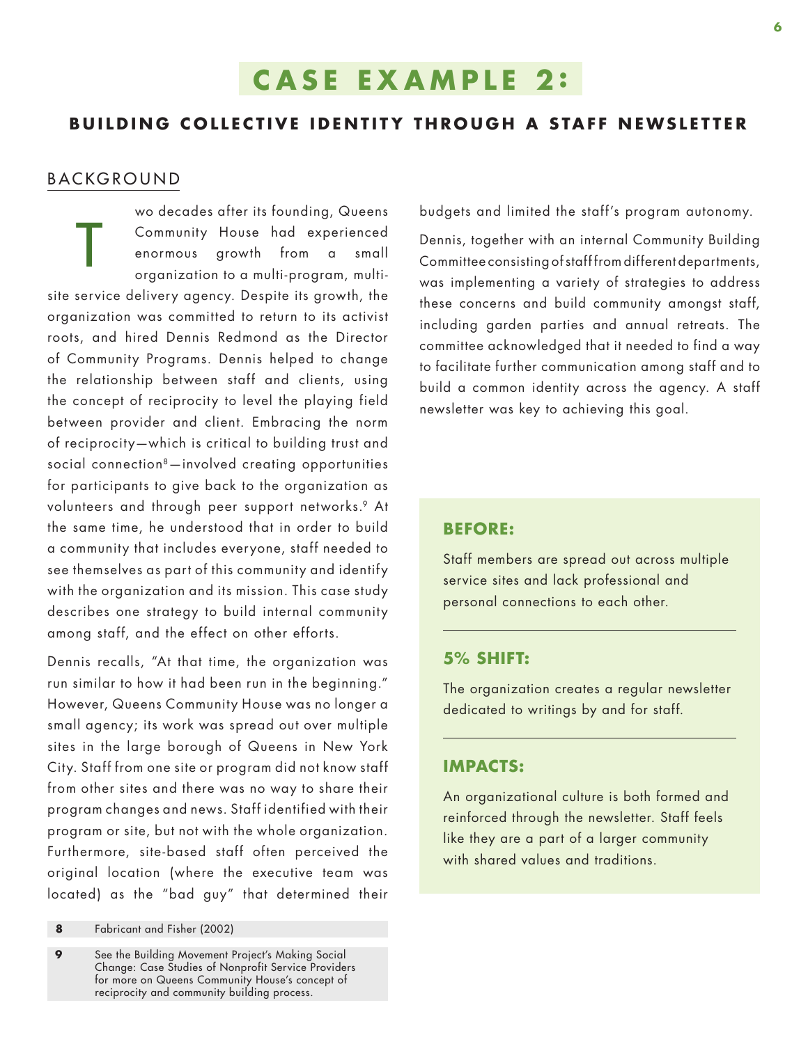# CASE EXAMPLE 2:

## BUILDING COLLECTIVE IDENTITY THROUGH A STAFF NEWSLETTER

### BACKGROUND

Two decades after its founding, Queens Community House had experienced enormous growth from a small organization to a multi-program, multi-site service delivery agency. Despite its growth, the organization was committed to return to its activist roots, and hired Dennis Redmond as the Director of Community Programs. Dennis helped to change the relationship between staff and clients, using the concept of reciprocity to level the playing field between provider and client. Embracing the norm of reciprocity—which is critical to building trust and social connection[8]—involved creating opportunities for participants to give back to the organization as volunteers and through peer support networks.[9] At the same time, he understood that in order to build a community that includes everyone, staff needed to see themselves as part of this community and identify with the organization and its mission. This case study describes one strategy to build internal community among staff, and the effect on other efforts.

Dennis recalls, "At that time, the organization was run similar to how it had been run in the beginning." However, Queens Community House was no longer a small agency; its work was spread out over multiple sites in the large borough of Queens in New York City. Staff from one site or program did not know staff from other sites and there was no way to share their program changes and news. Staff identified with their program or site, but not with the whole organization. Furthermore, site-based staff often perceived the original location (where the executive team was located) as the "bad guy" that determined their budgets and limited the staff's program autonomy.

Dennis, together with an internal Community Building Committee consisting of staff from different departments, was implementing a variety of strategies to address these concerns and build community amongst staff, including garden parties and annual retreats. The committee acknowledged that it needed to find a way to facilitate further communication among staff and to build a common identity across the agency. A staff newsletter was key to achieving this goal.

**BEFORE:**

Staff members are spread out across multiple service sites and lack professional and personal connections to each other.

**5% SHIFT:**

The organization creates a regular newsletter dedicated to writings by and for staff.

**IMPACTS:**

An organizational culture is both formed and reinforced through the newsletter. Staff feels like they are a part of a larger community with shared values and traditions.

---

**8** Fabricant and Fisher (2002)

**9** See the Building Movement Project's Making Social Change: Case Studies of Nonprofit Service Providers for more on Queens Community House's concept of reciprocity and community building process.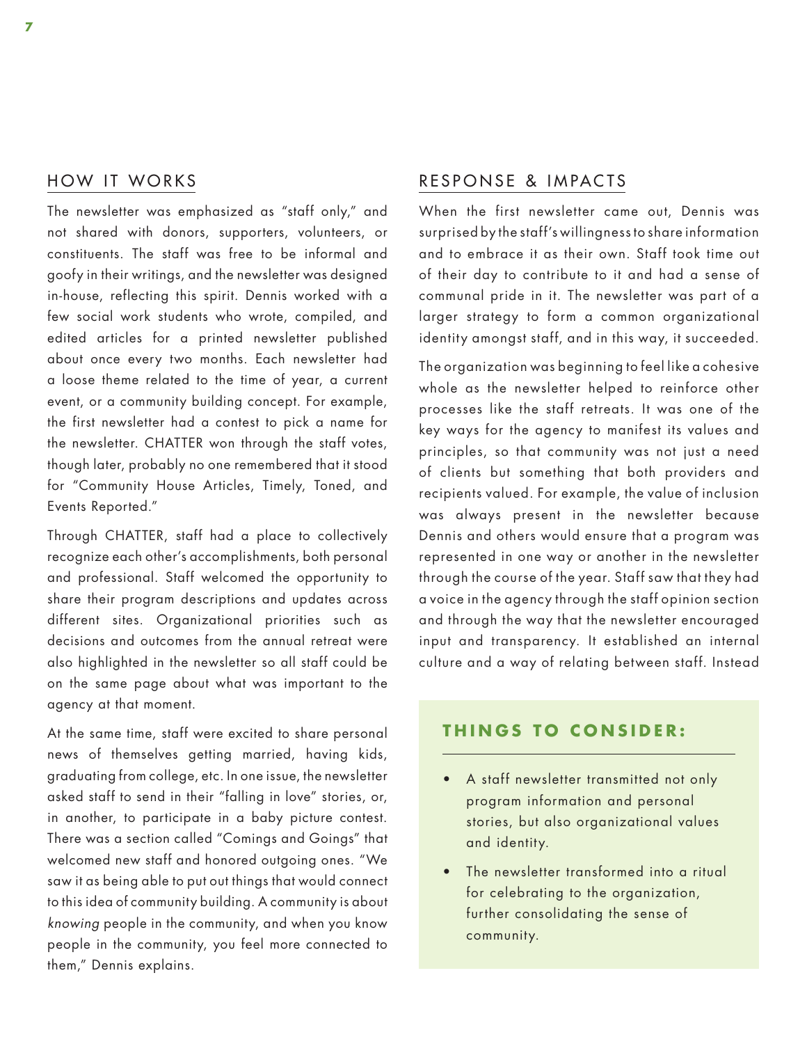## HOW IT WORKS

The newsletter was emphasized as "staff only," and not shared with donors, supporters, volunteers, or constituents. The staff was free to be informal and goofy in their writings, and the newsletter was designed in-house, reflecting this spirit. Dennis worked with a few social work students who wrote, compiled, and edited articles for a printed newsletter published about once every two months. Each newsletter had a loose theme related to the time of year, a current event, or a community building concept. For example, the first newsletter had a contest to pick a name for the newsletter. CHATTER won through the staff votes, though later, probably no one remembered that it stood for "Community House Articles, Timely, Toned, and Events Reported."

Through CHATTER, staff had a place to collectively recognize each other's accomplishments, both personal and professional. Staff welcomed the opportunity to share their program descriptions and updates across different sites. Organizational priorities such as decisions and outcomes from the annual retreat were also highlighted in the newsletter so all staff could be on the same page about what was important to the agency at that moment.

At the same time, staff were excited to share personal news of themselves getting married, having kids, graduating from college, etc. In one issue, the newsletter asked staff to send in their "falling in love" stories, or, in another, to participate in a baby picture contest. There was a section called "Comings and Goings" that welcomed new staff and honored outgoing ones. "We saw it as being able to put out things that would connect to this idea of community building. A community is about *knowing* people in the community, and when you know people in the community, you feel more connected to them," Dennis explains.

## RESPONSE & IMPACTS

When the first newsletter came out, Dennis was surprised by the staff's willingness to share information and to embrace it as their own. Staff took time out of their day to contribute to it and had a sense of communal pride in it. The newsletter was part of a larger strategy to form a common organizational identity amongst staff, and in this way, it succeeded.

The organization was beginning to feel like a cohesive whole as the newsletter helped to reinforce other processes like the staff retreats. It was one of the key ways for the agency to manifest its values and principles, so that community was not just a need of clients but something that both providers and recipients valued. For example, the value of inclusion was always present in the newsletter because Dennis and others would ensure that a program was represented in one way or another in the newsletter through the course of the year. Staff saw that they had a voice in the agency through the staff opinion section and through the way that the newsletter encouraged input and transparency. It established an internal culture and a way of relating between staff. Instead

### THINGS TO CONSIDER:

- A staff newsletter transmitted not only program information and personal stories, but also organizational values and identity.
- The newsletter transformed into a ritual for celebrating to the organization, further consolidating the sense of community.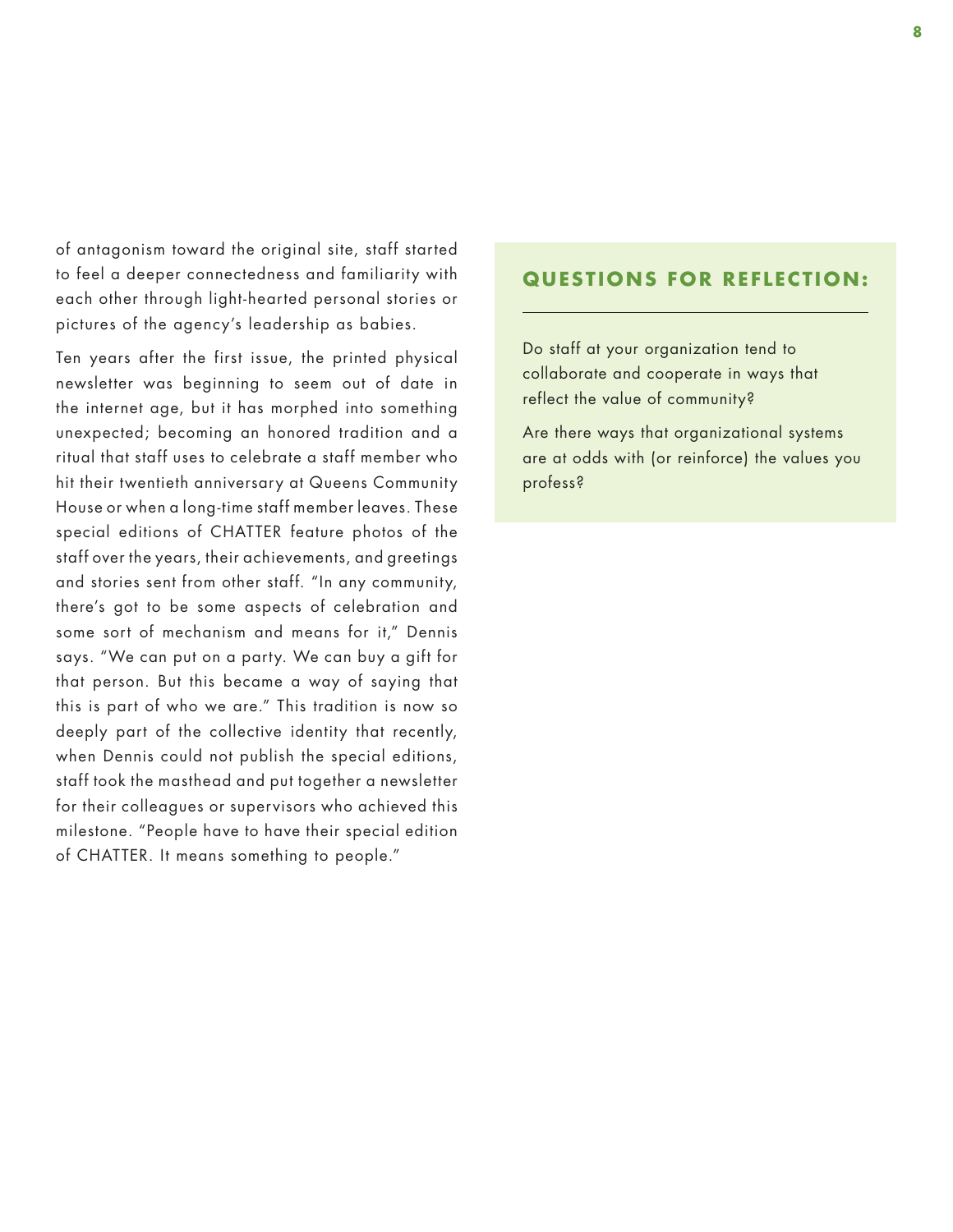of antagonism toward the original site, staff started to feel a deeper connectedness and familiarity with each other through light-hearted personal stories or pictures of the agency's leadership as babies.

Ten years after the first issue, the printed physical newsletter was beginning to seem out of date in the internet age, but it has morphed into something unexpected; becoming an honored tradition and a ritual that staff uses to celebrate a staff member who hit their twentieth anniversary at Queens Community House or when a long-time staff member leaves. These special editions of CHATTER feature photos of the staff over the years, their achievements, and greetings and stories sent from other staff. "In any community, there's got to be some aspects of celebration and some sort of mechanism and means for it," Dennis says. "We can put on a party. We can buy a gift for that person. But this became a way of saying that this is part of who we are." This tradition is now so deeply part of the collective identity that recently, when Dennis could not publish the special editions, staff took the masthead and put together a newsletter for their colleagues or supervisors who achieved this milestone. "People have to have their special edition of CHATTER. It means something to people."

### QUESTIONS FOR REFLECTION:

Do staff at your organization tend to collaborate and cooperate in ways that reflect the value of community?

Are there ways that organizational systems are at odds with (or reinforce) the values you profess?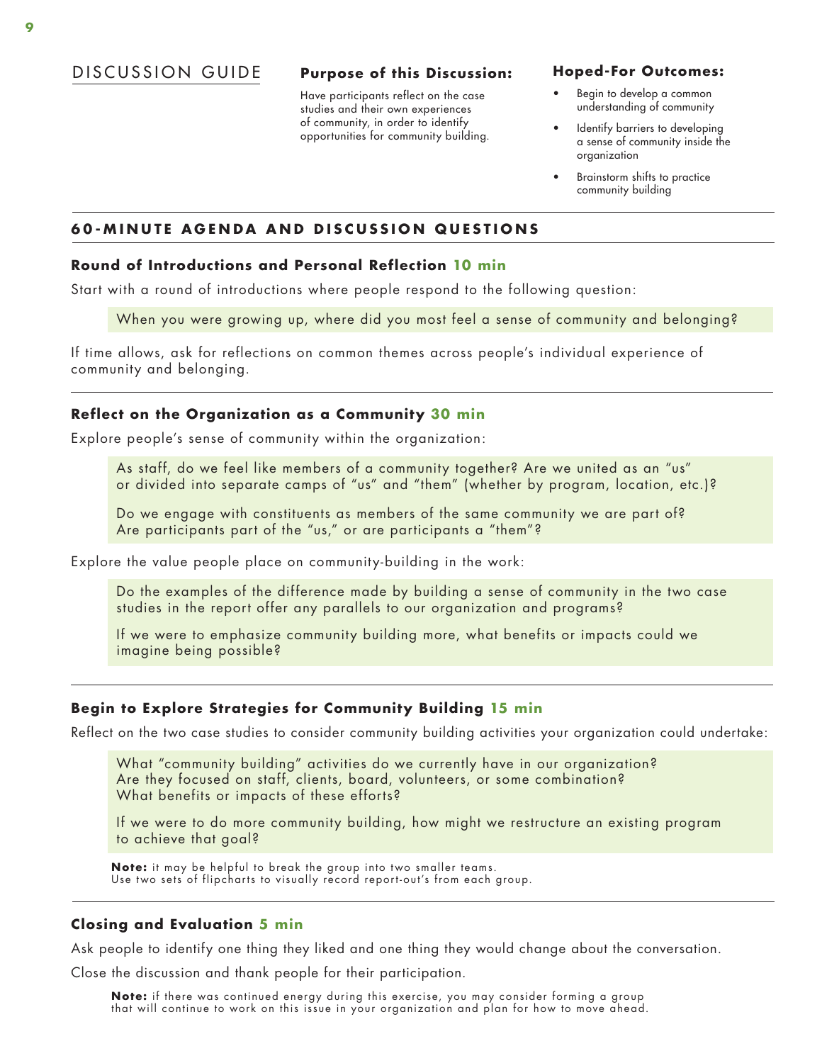# DISCUSSION GUIDE

**Purpose of this Discussion:**

Have participants reflect on the case studies and their own experiences of community, in order to identify opportunities for community building.

**Hoped-For Outcomes:**

- Begin to develop a common understanding of community
- Identify barriers to developing a sense of community inside the organization
- Brainstorm shifts to practice community building

## 60-MINUTE AGENDA AND DISCUSSION QUESTIONS

### Round of Introductions and Personal Reflection 10 min

Start with a round of introductions where people respond to the following question:

> When you were growing up, where did you most feel a sense of community and belonging?

If time allows, ask for reflections on common themes across people's individual experience of community and belonging.

### Reflect on the Organization as a Community 30 min

Explore people's sense of community within the organization:

> As staff, do we feel like members of a community together? Are we united as an "us" or divided into separate camps of "us" and "them" (whether by program, location, etc.)?
>
> Do we engage with constituents as members of the same community we are part of? Are participants part of the "us," or are participants a "them"?

Explore the value people place on community-building in the work:

> Do the examples of the difference made by building a sense of community in the two case studies in the report offer any parallels to our organization and programs?
>
> If we were to emphasize community building more, what benefits or impacts could we imagine being possible?

### Begin to Explore Strategies for Community Building 15 min

Reflect on the two case studies to consider community building activities your organization could undertake:

> What "community building" activities do we currently have in our organization? Are they focused on staff, clients, board, volunteers, or some combination? What benefits or impacts of these efforts?
>
> If we were to do more community building, how might we restructure an existing program to achieve that goal?

**Note:** it may be helpful to break the group into two smaller teams. Use two sets of flipcharts to visually record report-out's from each group.

### Closing and Evaluation 5 min

Ask people to identify one thing they liked and one thing they would change about the conversation.

Close the discussion and thank people for their participation.

**Note:** if there was continued energy during this exercise, you may consider forming a group that will continue to work on this issue in your organization and plan for how to move ahead.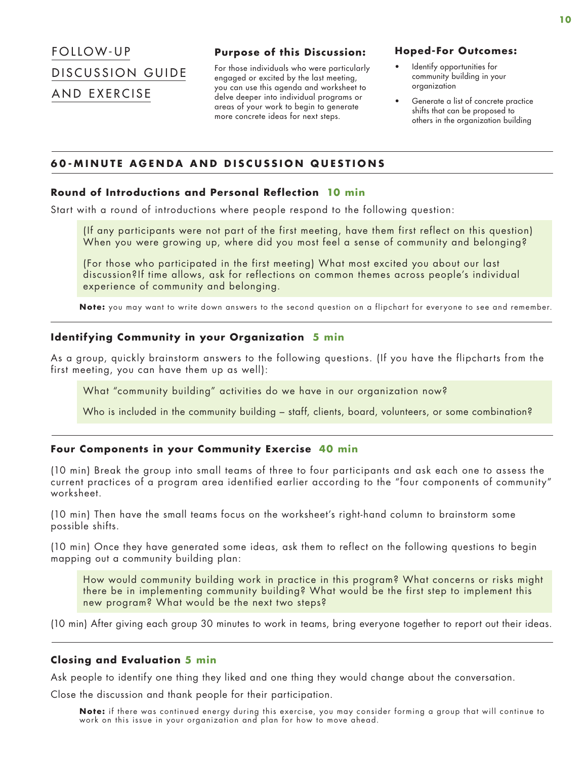# FOLLOW-UP DISCUSSION GUIDE AND EXERCISE

**Purpose of this Discussion:**

For those individuals who were particularly engaged or excited by the last meeting, you can use this agenda and worksheet to delve deeper into individual programs or areas of your work to begin to generate more concrete ideas for next steps.

**Hoped-For Outcomes:**

- Identify opportunities for community building in your organization
- Generate a list of concrete practice shifts that can be proposed to others in the organization building

## 60-MINUTE AGENDA AND DISCUSSION QUESTIONS

### Round of Introductions and Personal Reflection 10 min

Start with a round of introductions where people respond to the following question:

> (If any participants were not part of the first meeting, have them first reflect on this question) When you were growing up, where did you most feel a sense of community and belonging?
>
> (For those who participated in the first meeting) What most excited you about our last discussion?If time allows, ask for reflections on common themes across people's individual experience of community and belonging.

**Note:** you may want to write down answers to the second question on a flipchart for everyone to see and remember.

### Identifying Community in your Organization 5 min

As a group, quickly brainstorm answers to the following questions. (If you have the flipcharts from the first meeting, you can have them up as well):

> What "community building" activities do we have in our organization now?
>
> Who is included in the community building – staff, clients, board, volunteers, or some combination?

### Four Components in your Community Exercise 40 min

(10 min) Break the group into small teams of three to four participants and ask each one to assess the current practices of a program area identified earlier according to the "four components of community" worksheet.

(10 min) Then have the small teams focus on the worksheet's right-hand column to brainstorm some possible shifts.

(10 min) Once they have generated some ideas, ask them to reflect on the following questions to begin mapping out a community building plan:

> How would community building work in practice in this program? What concerns or risks might there be in implementing community building? What would be the first step to implement this new program? What would be the next two steps?

(10 min) After giving each group 30 minutes to work in teams, bring everyone together to report out their ideas.

### Closing and Evaluation 5 min

Ask people to identify one thing they liked and one thing they would change about the conversation.

Close the discussion and thank people for their participation.

**Note:** if there was continued energy during this exercise, you may consider forming a group that will continue to work on this issue in your organization and plan for how to move ahead.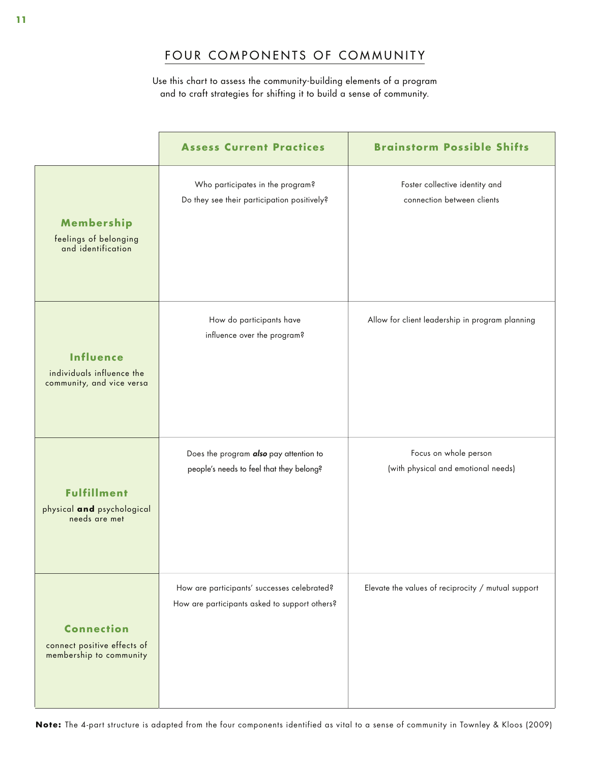# FOUR COMPONENTS OF COMMUNITY

Use this chart to assess the community-building elements of a program and to craft strategies for shifting it to build a sense of community.

| | **Assess Current Practices** | **Brainstorm Possible Shifts** |
|---|---|---|
| **Membership** feelings of belonging and identification | Who participates in the program? Do they see their participation positively? | Foster collective identity and connection between clients |
| **Influence** individuals influence the community, and vice versa | How do participants have influence over the program? | Allow for client leadership in program planning |
| **Fulfillment** physical **and** psychological needs are met | Does the program ***also*** pay attention to people's needs to feel that they belong? | Focus on whole person (with physical and emotional needs) |
| **Connection** connect positive effects of membership to community | How are participants' successes celebrated? How are participants asked to support others? | Elevate the values of reciprocity / mutual support |

**Note:** The 4-part structure is adapted from the four components identified as vital to a sense of community in Townley & Kloos (2009)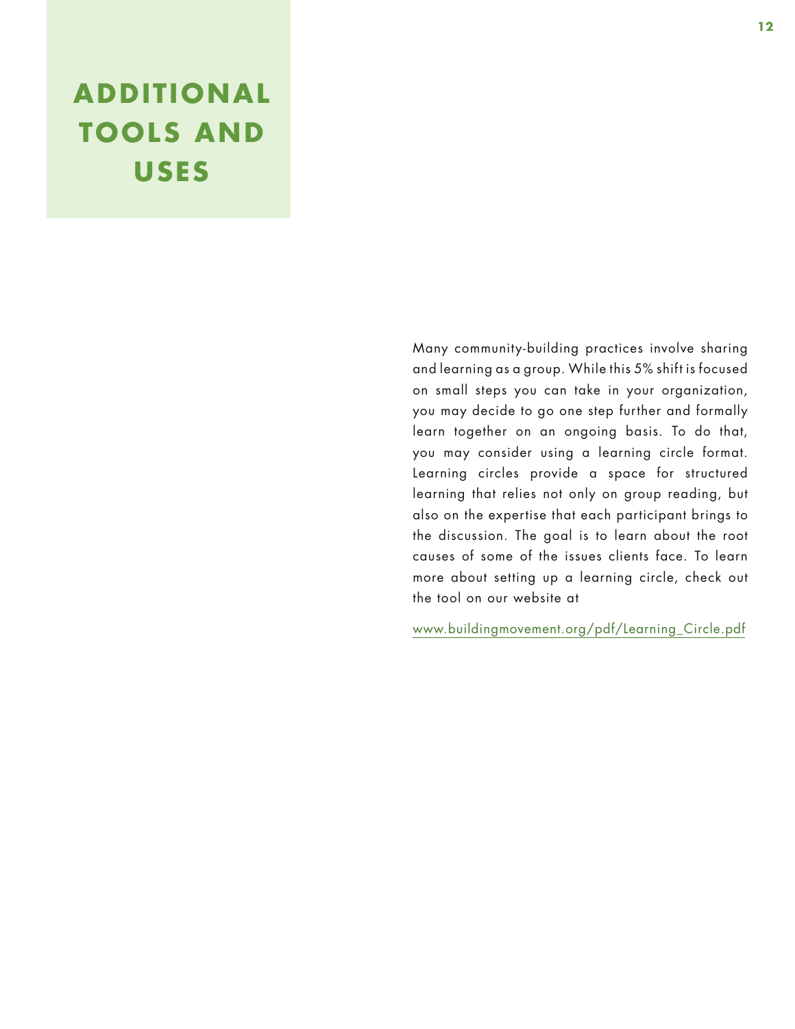# ADDITIONAL TOOLS AND USES

Many community-building practices involve sharing and learning as a group. While this 5% shift is focused on small steps you can take in your organization, you may decide to go one step further and formally learn together on an ongoing basis. To do that, you may consider using a learning circle format. Learning circles provide a space for structured learning that relies not only on group reading, but also on the expertise that each participant brings to the discussion. The goal is to learn about the root causes of some of the issues clients face. To learn more about setting up a learning circle, check out the tool on our website at

www.buildingmovement.org/pdf/Learning_Circle.pdf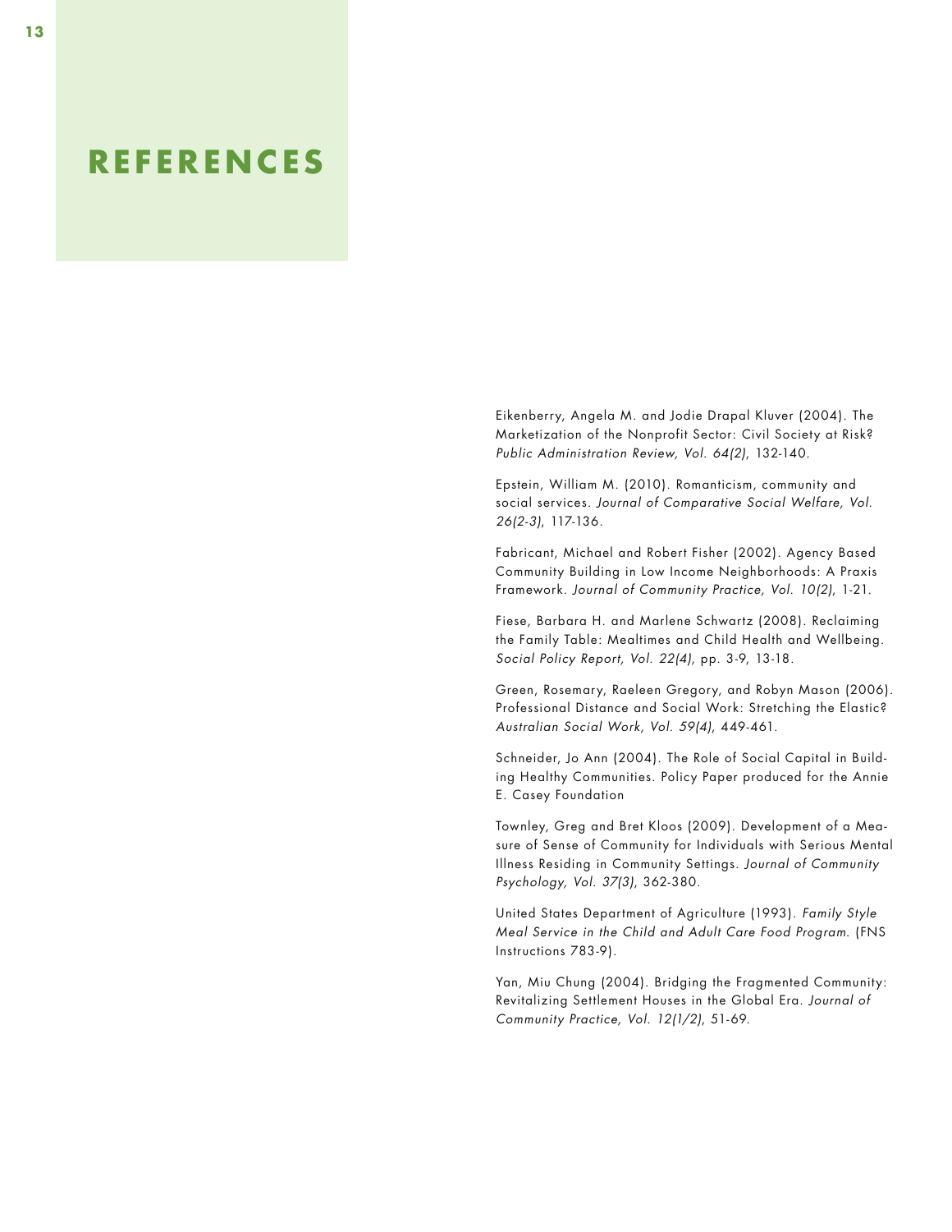# REFERENCES

Eikenberry, Angela M. and Jodie Drapal Kluver (2004). The Marketization of the Nonprofit Sector: Civil Society at Risk? *Public Administration Review, Vol. 64(2)*, 132-140.

Epstein, William M. (2010). Romanticism, community and social services. *Journal of Comparative Social Welfare, Vol. 26(2-3)*, 117-136.

Fabricant, Michael and Robert Fisher (2002). Agency Based Community Building in Low Income Neighborhoods: A Praxis Framework. *Journal of Community Practice, Vol. 10(2)*, 1-21.

Fiese, Barbara H. and Marlene Schwartz (2008). Reclaiming the Family Table: Mealtimes and Child Health and Wellbeing. *Social Policy Report, Vol. 22(4)*, pp. 3-9, 13-18.

Green, Rosemary, Raeleen Gregory, and Robyn Mason (2006). Professional Distance and Social Work: Stretching the Elastic? *Australian Social Work, Vol. 59(4)*, 449-461.

Schneider, Jo Ann (2004). The Role of Social Capital in Building Healthy Communities. Policy Paper produced for the Annie E. Casey Foundation

Townley, Greg and Bret Kloos (2009). Development of a Measure of Sense of Community for Individuals with Serious Mental Illness Residing in Community Settings. *Journal of Community Psychology, Vol. 37(3)*, 362-380.

United States Department of Agriculture (1993). *Family Style Meal Service in the Child and Adult Care Food Program.* (FNS Instructions 783-9).

Yan, Miu Chung (2004). Bridging the Fragmented Community: Revitalizing Settlement Houses in the Global Era. *Journal of Community Practice, Vol. 12(1/2)*, 51-69.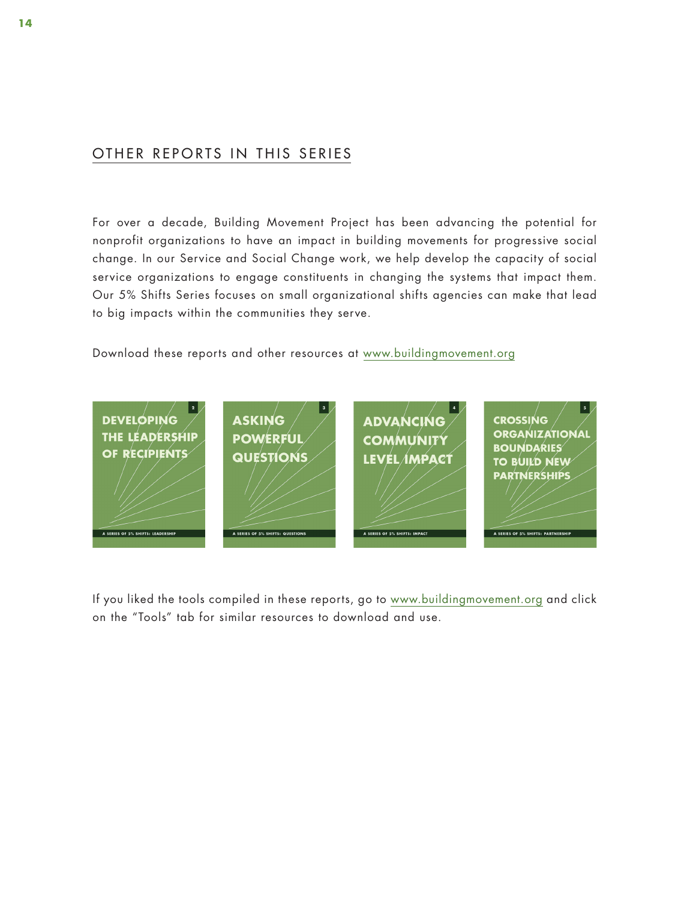## OTHER REPORTS IN THIS SERIES

For over a decade, Building Movement Project has been advancing the potential for nonprofit organizations to have an impact in building movements for progressive social change. In our Service and Social Change work, we help develop the capacity of social service organizations to engage constituents in changing the systems that impact them. Our 5% Shifts Series focuses on small organizational shifts agencies can make that lead to big impacts within the communities they serve.

Download these reports and other resources at www.buildingmovement.org

**2** DEVELOPING THE LEADERSHIP OF RECIPIENTS — A SERIES OF 5% SHIFTS: LEADERSHIP

**3** ASKING POWERFUL QUESTIONS — A SERIES OF 5% SHIFTS: QUESTIONS

**4** ADVANCING COMMUNITY LEVEL IMPACT — A SERIES OF 5% SHIFTS: IMPACT

**5** CROSSING ORGANIZATIONAL BOUNDARIES TO BUILD NEW PARTNERSHIPS — A SERIES OF 5% SHIFTS: PARTNERSHIP

If you liked the tools compiled in these reports, go to www.buildingmovement.org and click on the "Tools" tab for similar resources to download and use.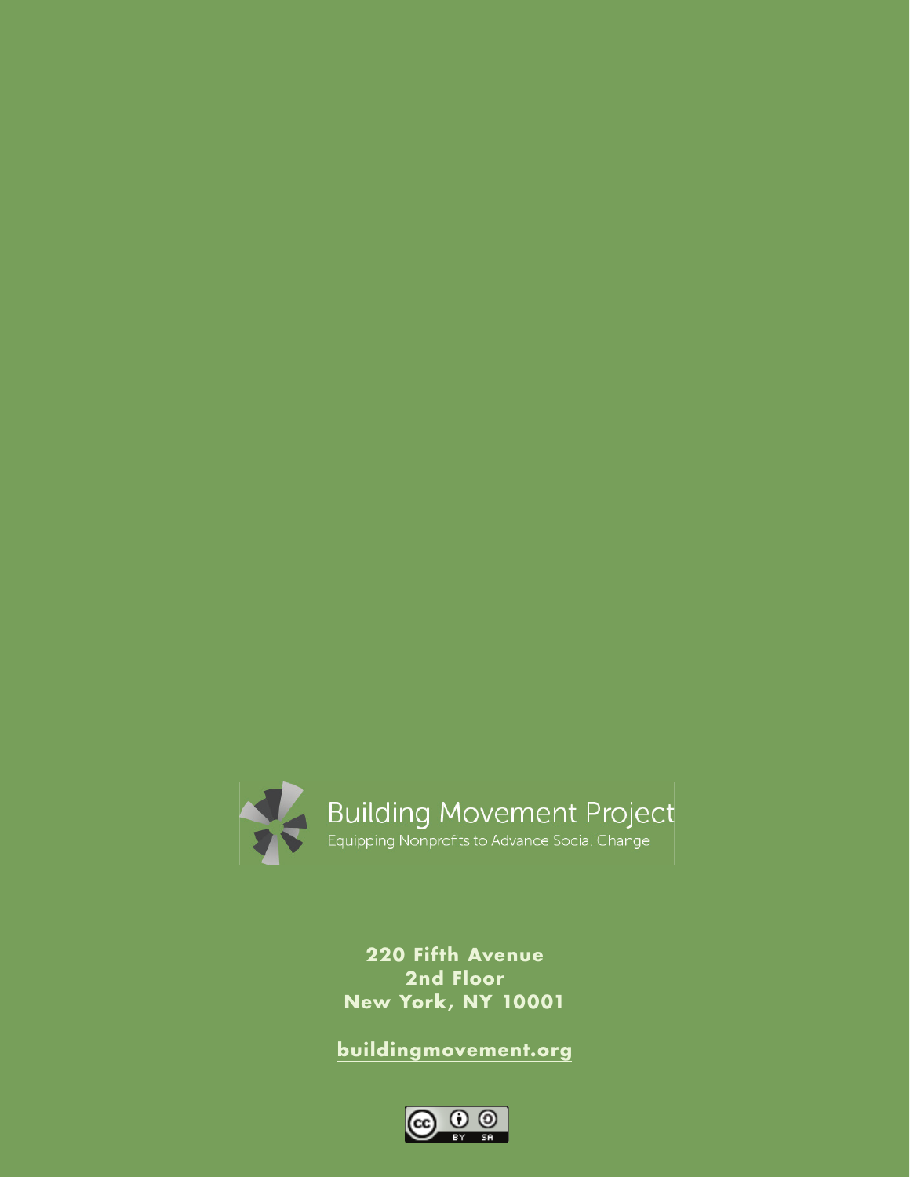Building Movement Project

Equipping Nonprofits to Advance Social Change

**220 Fifth Avenue**
**2nd Floor**
**New York, NY 10001**

**buildingmovement.org**